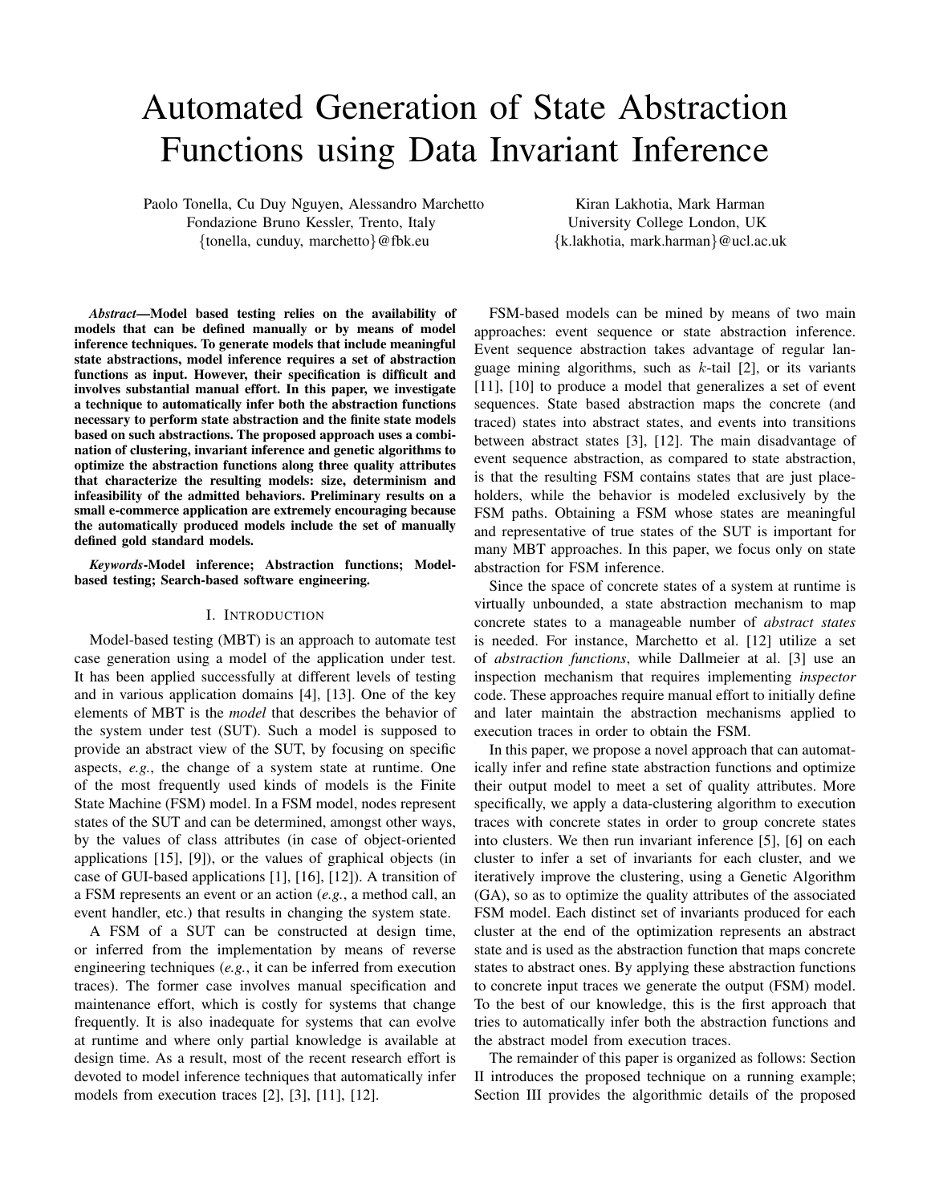# Automated Generation of State Abstraction Functions using Data Invariant Inference

Paolo Tonella, Cu Duy Nguyen, Alessandro Marchetto
Fondazione Bruno Kessler, Trento, Italy
{tonella, cunduy, marchetto}@fbk.eu

Kiran Lakhotia, Mark Harman
University College London, UK
{k.lakhotia, mark.harman}@ucl.ac.uk

***Abstract*—Model based testing relies on the availability of models that can be defined manually or by means of model inference techniques. To generate models that include meaningful state abstractions, model inference requires a set of abstraction functions as input. However, their specification is difficult and involves substantial manual effort. In this paper, we investigate a technique to automatically infer both the abstraction functions necessary to perform state abstraction and the finite state models based on such abstractions. The proposed approach uses a combination of clustering, invariant inference and genetic algorithms to optimize the abstraction functions along three quality attributes that characterize the resulting models: size, determinism and infeasibility of the admitted behaviors. Preliminary results on a small e-commerce application are extremely encouraging because the automatically produced models include the set of manually defined gold standard models.**

***Keywords*-Model inference; Abstraction functions; Model-based testing; Search-based software engineering.**

## I. Introduction

Model-based testing (MBT) is an approach to automate test case generation using a model of the application under test. It has been applied successfully at different levels of testing and in various application domains [4], [13]. One of the key elements of MBT is the *model* that describes the behavior of the system under test (SUT). Such a model is supposed to provide an abstract view of the SUT, by focusing on specific aspects, *e.g.*, the change of a system state at runtime. One of the most frequently used kinds of models is the Finite State Machine (FSM) model. In a FSM model, nodes represent states of the SUT and can be determined, amongst other ways, by the values of class attributes (in case of object-oriented applications [15], [9]), or the values of graphical objects (in case of GUI-based applications [1], [16], [12]). A transition of a FSM represents an event or an action (*e.g.*, a method call, an event handler, etc.) that results in changing the system state.

A FSM of a SUT can be constructed at design time, or inferred from the implementation by means of reverse engineering techniques (*e.g.*, it can be inferred from execution traces). The former case involves manual specification and maintenance effort, which is costly for systems that change frequently. It is also inadequate for systems that can evolve at runtime and where only partial knowledge is available at design time. As a result, most of the recent research effort is devoted to model inference techniques that automatically infer models from execution traces [2], [3], [11], [12].

FSM-based models can be mined by means of two main approaches: event sequence or state abstraction inference. Event sequence abstraction takes advantage of regular language mining algorithms, such as $k$-tail [2], or its variants [11], [10] to produce a model that generalizes a set of event sequences. State based abstraction maps the concrete (and traced) states into abstract states, and events into transitions between abstract states [3], [12]. The main disadvantage of event sequence abstraction, as compared to state abstraction, is that the resulting FSM contains states that are just place-holders, while the behavior is modeled exclusively by the FSM paths. Obtaining a FSM whose states are meaningful and representative of true states of the SUT is important for many MBT approaches. In this paper, we focus only on state abstraction for FSM inference.

Since the space of concrete states of a system at runtime is virtually unbounded, a state abstraction mechanism to map concrete states to a manageable number of *abstract states* is needed. For instance, Marchetto et al. [12] utilize a set of *abstraction functions*, while Dallmeier at al. [3] use an inspection mechanism that requires implementing *inspector* code. These approaches require manual effort to initially define and later maintain the abstraction mechanisms applied to execution traces in order to obtain the FSM.

In this paper, we propose a novel approach that can automatically infer and refine state abstraction functions and optimize their output model to meet a set of quality attributes. More specifically, we apply a data-clustering algorithm to execution traces with concrete states in order to group concrete states into clusters. We then run invariant inference [5], [6] on each cluster to infer a set of invariants for each cluster, and we iteratively improve the clustering, using a Genetic Algorithm (GA), so as to optimize the quality attributes of the associated FSM model. Each distinct set of invariants produced for each cluster at the end of the optimization represents an abstract state and is used as the abstraction function that maps concrete states to abstract ones. By applying these abstraction functions to concrete input traces we generate the output (FSM) model. To the best of our knowledge, this is the first approach that tries to automatically infer both the abstraction functions and the abstract model from execution traces.

The remainder of this paper is organized as follows: Section II introduces the proposed technique on a running example; Section III provides the algorithmic details of the proposed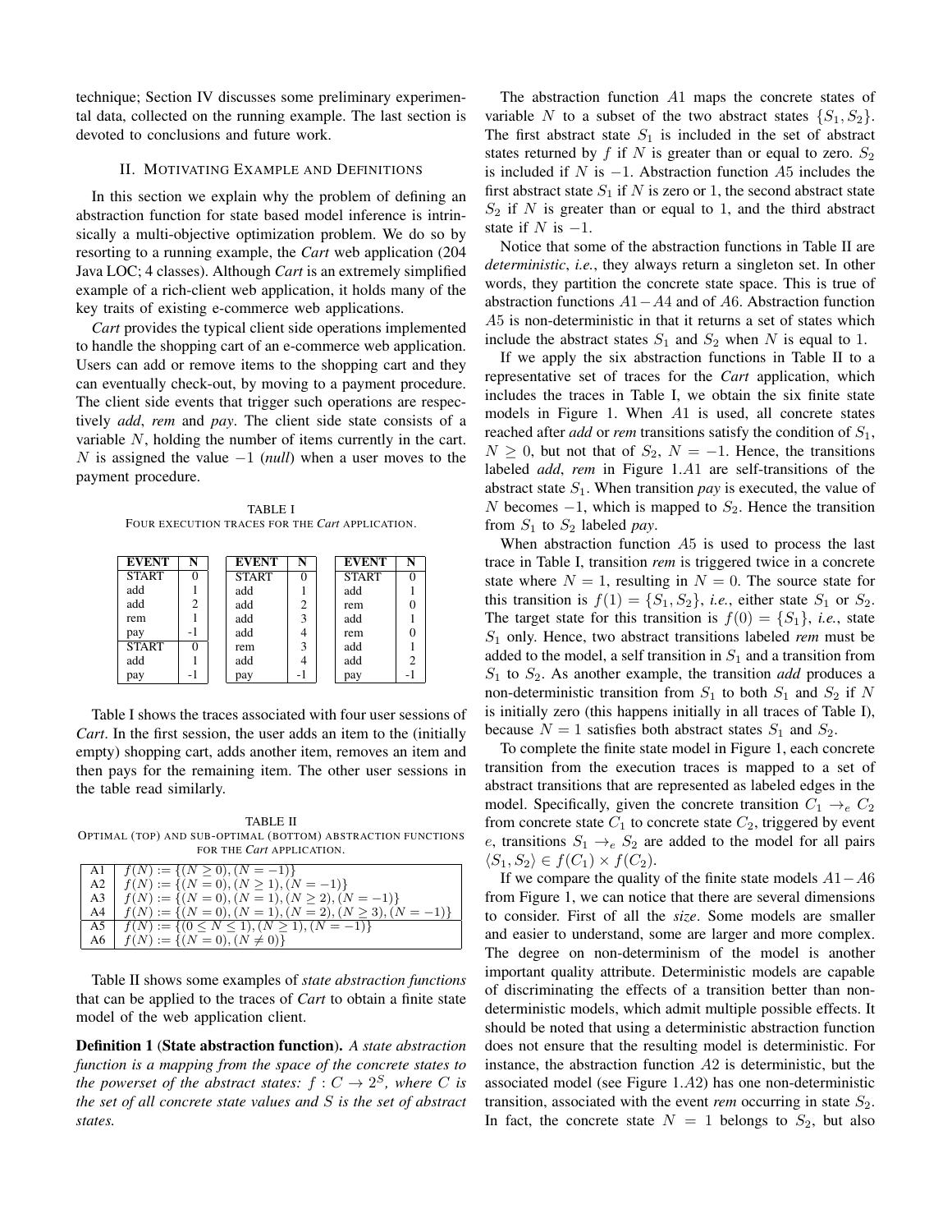technique; Section IV discusses some preliminary experimental data, collected on the running example. The last section is devoted to conclusions and future work.

## II. Motivating Example and Definitions

In this section we explain why the problem of defining an abstraction function for state based model inference is intrinsically a multi-objective optimization problem. We do so by resorting to a running example, the *Cart* web application (204 Java LOC; 4 classes). Although *Cart* is an extremely simplified example of a rich-client web application, it holds many of the key traits of existing e-commerce web applications.

*Cart* provides the typical client side operations implemented to handle the shopping cart of an e-commerce web application. Users can add or remove items to the shopping cart and they can eventually check-out, by moving to a payment procedure. The client side events that trigger such operations are respectively *add*, *rem* and *pay*. The client side state consists of a variable $N$, holding the number of items currently in the cart. $N$ is assigned the value $-1$ (*null*) when a user moves to the payment procedure.

TABLE I
Four execution traces for the *Cart* application.

| EVENT | N |
|---|---|
| START | 0 |
| add | 1 |
| add | 2 |
| rem | 1 |
| pay | -1 |
| START | 0 |
| add | 1 |
| pay | -1 |

| EVENT | N |
|---|---|
| START | 0 |
| add | 1 |
| add | 2 |
| add | 3 |
| add | 4 |
| rem | 3 |
| add | 4 |
| pay | -1 |

| EVENT | N |
|---|---|
| START | 0 |
| add | 1 |
| rem | 0 |
| add | 1 |
| rem | 0 |
| add | 1 |
| add | 2 |
| pay | -1 |

Table I shows the traces associated with four user sessions of *Cart*. In the first session, the user adds an item to the (initially empty) shopping cart, adds another item, removes an item and then pays for the remaining item. The other user sessions in the table read similarly.

TABLE II
Optimal (top) and sub-optimal (bottom) abstraction functions for the *Cart* application.

| | |
|---|---|
| A1 | $f(N) := \{(N \geq 0), (N = -1)\}$ |
| A2 | $f(N) := \{(N = 0), (N \geq 1), (N = -1)\}$ |
| A3 | $f(N) := \{(N = 0), (N = 1), (N \geq 2), (N = -1)\}$ |
| A4 | $f(N) := \{(N = 0), (N = 1), (N = 2), (N \geq 3), (N = -1)\}$ |
| A5 | $f(N) := \{(0 \leq N \leq 1), (N \geq 1), (N = -1)\}$ |
| A6 | $f(N) := \{(N = 0), (N \neq 0)\}$ |

Table II shows some examples of *state abstraction functions* that can be applied to the traces of *Cart* to obtain a finite state model of the web application client.

**Definition 1 (State abstraction function).** *A state abstraction function is a mapping from the space of the concrete states to the powerset of the abstract states: $f : C \to 2^S$, where $C$ is the set of all concrete state values and $S$ is the set of abstract states.*

The abstraction function $A1$ maps the concrete states of variable $N$ to a subset of the two abstract states $\{S_1, S_2\}$. The first abstract state $S_1$ is included in the set of abstract states returned by $f$ if $N$ is greater than or equal to zero. $S_2$ is included if $N$ is $-1$. Abstraction function $A5$ includes the first abstract state $S_1$ if $N$ is zero or 1, the second abstract state $S_2$ if $N$ is greater than or equal to 1, and the third abstract state if $N$ is $-1$.

Notice that some of the abstraction functions in Table II are *deterministic*, *i.e.*, they always return a singleton set. In other words, they partition the concrete state space. This is true of abstraction functions $A1-A4$ and of $A6$. Abstraction function $A5$ is non-deterministic in that it returns a set of states which include the abstract states $S_1$ and $S_2$ when $N$ is equal to 1.

If we apply the six abstraction functions in Table II to a representative set of traces for the *Cart* application, which includes the traces in Table I, we obtain the six finite state models in Figure 1. When $A1$ is used, all concrete states reached after *add* or *rem* transitions satisfy the condition of $S_1$, $N \geq 0$, but not that of $S_2$, $N = -1$. Hence, the transitions labeled *add*, *rem* in Figure 1.$A1$ are self-transitions of the abstract state $S_1$. When transition *pay* is executed, the value of $N$ becomes $-1$, which is mapped to $S_2$. Hence the transition from $S_1$ to $S_2$ labeled *pay*.

When abstraction function $A5$ is used to process the last trace in Table I, transition *rem* is triggered twice in a concrete state where $N = 1$, resulting in $N = 0$. The source state for this transition is $f(1) = \{S_1, S_2\}$, *i.e.*, either state $S_1$ or $S_2$. The target state for this transition is $f(0) = \{S_1\}$, *i.e.*, state $S_1$ only. Hence, two abstract transitions labeled *rem* must be added to the model, a self transition in $S_1$ and a transition from $S_1$ to $S_2$. As another example, the transition *add* produces a non-deterministic transition from $S_1$ to both $S_1$ and $S_2$ if $N$ is initially zero (this happens initially in all traces of Table I), because $N = 1$ satisfies both abstract states $S_1$ and $S_2$.

To complete the finite state model in Figure 1, each concrete transition from the execution traces is mapped to a set of abstract transitions that are represented as labeled edges in the model. Specifically, given the concrete transition $C_1 \to_e C_2$ from concrete state $C_1$ to concrete state $C_2$, triggered by event $e$, transitions $S_1 \to_e S_2$ are added to the model for all pairs $\langle S_1, S_2 \rangle \in f(C_1) \times f(C_2)$.

If we compare the quality of the finite state models $A1-A6$ from Figure 1, we can notice that there are several dimensions to consider. First of all the *size*. Some models are smaller and easier to understand, some are larger and more complex. The degree on non-determinism of the model is another important quality attribute. Deterministic models are capable of discriminating the effects of a transition better than non-deterministic models, which admit multiple possible effects. It should be noted that using a deterministic abstraction function does not ensure that the resulting model is deterministic. For instance, the abstraction function $A2$ is deterministic, but the associated model (see Figure 1.$A2$) has one non-deterministic transition, associated with the event *rem* occurring in state $S_2$. In fact, the concrete state $N = 1$ belongs to $S_2$, but also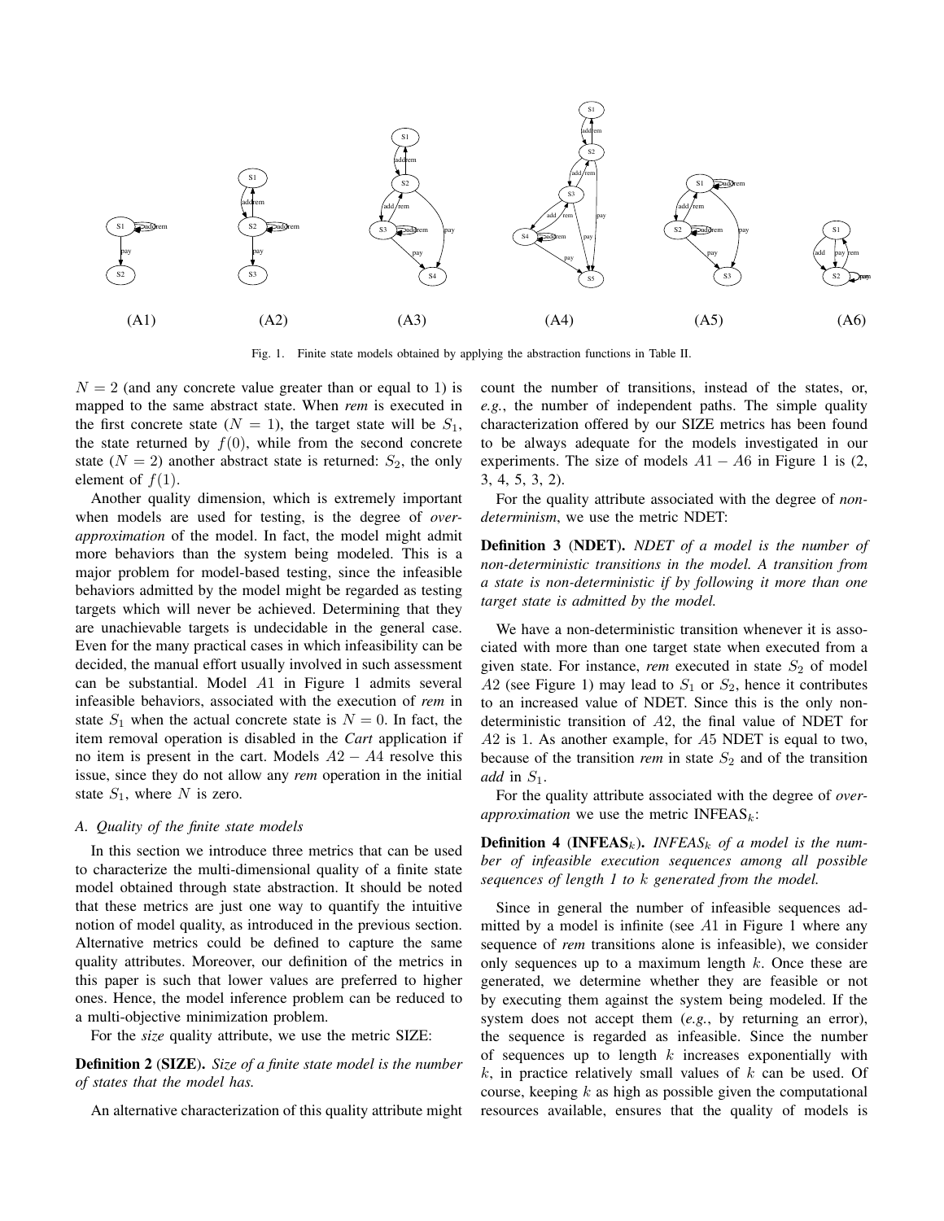Fig. 1. Finite state models obtained by applying the abstraction functions in Table II.

$N = 2$ (and any concrete value greater than or equal to 1) is mapped to the same abstract state. When *rem* is executed in the first concrete state ($N = 1$), the target state will be $S_1$, the state returned by $f(0)$, while from the second concrete state ($N = 2$) another abstract state is returned: $S_2$, the only element of $f(1)$.

Another quality dimension, which is extremely important when models are used for testing, is the degree of *over-approximation* of the model. In fact, the model might admit more behaviors than the system being modeled. This is a major problem for model-based testing, since the infeasible behaviors admitted by the model might be regarded as testing targets which will never be achieved. Determining that they are unachievable targets is undecidable in the general case. Even for the many practical cases in which infeasibility can be decided, the manual effort usually involved in such assessment can be substantial. Model $A1$ in Figure 1 admits several infeasible behaviors, associated with the execution of *rem* in state $S_1$ when the actual concrete state is $N = 0$. In fact, the item removal operation is disabled in the *Cart* application if no item is present in the cart. Models $A2 - A4$ resolve this issue, since they do not allow any *rem* operation in the initial state $S_1$, where $N$ is zero.

### A. Quality of the finite state models

In this section we introduce three metrics that can be used to characterize the multi-dimensional quality of a finite state model obtained through state abstraction. It should be noted that these metrics are just one way to quantify the intuitive notion of model quality, as introduced in the previous section. Alternative metrics could be defined to capture the same quality attributes. Moreover, our definition of the metrics in this paper is such that lower values are preferred to higher ones. Hence, the model inference problem can be reduced to a multi-objective minimization problem.

For the *size* quality attribute, we use the metric SIZE:

**Definition 2** (**SIZE**). *Size of a finite state model is the number of states that the model has.*

An alternative characterization of this quality attribute might count the number of transitions, instead of the states, or, *e.g.*, the number of independent paths. The simple quality characterization offered by our SIZE metrics has been found to be always adequate for the models investigated in our experiments. The size of models $A1 - A6$ in Figure 1 is (2, 3, 4, 5, 3, 2).

For the quality attribute associated with the degree of *non-determinism*, we use the metric NDET:

**Definition 3** (**NDET**). *NDET of a model is the number of non-deterministic transitions in the model. A transition from a state is non-deterministic if by following it more than one target state is admitted by the model.*

We have a non-deterministic transition whenever it is associated with more than one target state when executed from a given state. For instance, *rem* executed in state $S_2$ of model $A2$ (see Figure 1) may lead to $S_1$ or $S_2$, hence it contributes to an increased value of NDET. Since this is the only non-deterministic transition of $A2$, the final value of NDET for $A2$ is 1. As another example, for $A5$ NDET is equal to two, because of the transition *rem* in state $S_2$ and of the transition *add* in $S_1$.

For the quality attribute associated with the degree of *over-approximation* we use the metric $\text{INFEAS}_k$:

**Definition 4** (**$\text{INFEAS}_k$**). *$\text{INFEAS}_k$ of a model is the number of infeasible execution sequences among all possible sequences of length 1 to $k$ generated from the model.*

Since in general the number of infeasible sequences admitted by a model is infinite (see $A1$ in Figure 1 where any sequence of *rem* transitions alone is infeasible), we consider only sequences up to a maximum length $k$. Once these are generated, we determine whether they are feasible or not by executing them against the system being modeled. If the system does not accept them (*e.g.*, by returning an error), the sequence is regarded as infeasible. Since the number of sequences up to length $k$ increases exponentially with $k$, in practice relatively small values of $k$ can be used. Of course, keeping $k$ as high as possible given the computational resources available, ensures that the quality of models is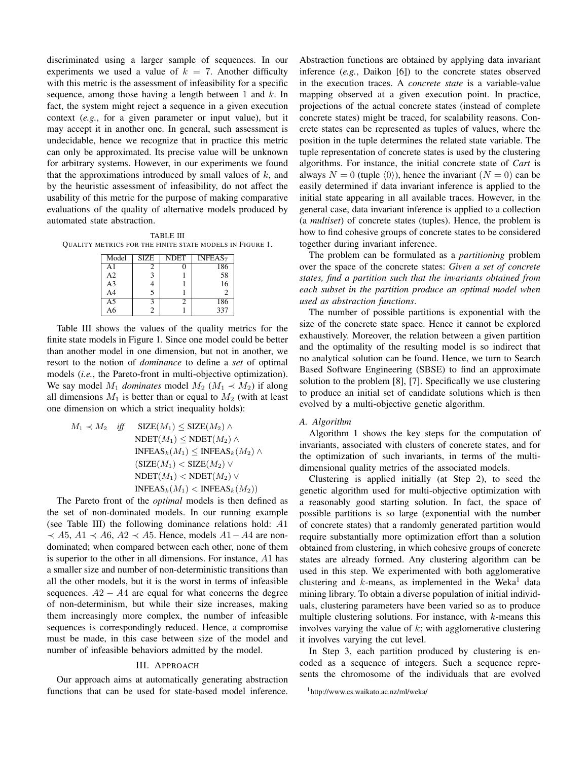discriminated using a larger sample of sequences. In our experiments we used a value of $k = 7$. Another difficulty with this metric is the assessment of infeasibility for a specific sequence, among those having a length between 1 and $k$. In fact, the system might reject a sequence in a given execution context (*e.g.*, for a given parameter or input value), but it may accept it in another one. In general, such assessment is undecidable, hence we recognize that in practice this metric can only be approximated. Its precise value will be unknown for arbitrary systems. However, in our experiments we found that the approximations introduced by small values of $k$, and by the heuristic assessment of infeasibility, do not affect the usability of this metric for the purpose of making comparative evaluations of the quality of alternative models produced by automated state abstraction.

TABLE III
QUALITY METRICS FOR THE FINITE STATE MODELS IN FIGURE 1.

| Model | SIZE | NDET | $\text{INFEAS}_7$ |
|---|---|---|---|
| A1 | 2 | 0 | 186 |
| A2 | 3 | 1 | 58 |
| A3 | 4 | 1 | 16 |
| A4 | 5 | 1 | 2 |
| A5 | 3 | 2 | 186 |
| A6 | 2 | 1 | 337 |

Table III shows the values of the quality metrics for the finite state models in Figure 1. Since one model could be better than another model in one dimension, but not in another, we resort to the notion of *dominance* to define a *set* of optimal models (*i.e.*, the Pareto-front in multi-objective optimization). We say model $M_1$ *dominates* model $M_2$ ($M_1 \prec M_2$) if along all dimensions $M_1$ is better than or equal to $M_2$ (with at least one dimension on which a strict inequality holds):

$$
\begin{aligned}
M_1 \prec M_2 \quad \textit{iff} \quad & \text{SIZE}(M_1) \leq \text{SIZE}(M_2) \wedge \\
& \text{NDET}(M_1) \leq \text{NDET}(M_2) \wedge \\
& \text{INFEAS}_k(M_1) \leq \text{INFEAS}_k(M_2) \wedge \\
& (\text{SIZE}(M_1) < \text{SIZE}(M_2) \vee \\
& \text{NDET}(M_1) < \text{NDET}(M_2) \vee \\
& \text{INFEAS}_k(M_1) < \text{INFEAS}_k(M_2))
\end{aligned}
$$

The Pareto front of the *optimal* models is then defined as the set of non-dominated models. In our running example (see Table III) the following dominance relations hold: $A1 \prec A5$, $A1 \prec A6$, $A2 \prec A5$. Hence, models $A1 - A4$ are non-dominated; when compared between each other, none of them is superior to the other in all dimensions. For instance, $A1$ has a smaller size and number of non-deterministic transitions than all the other models, but it is the worst in terms of infeasible sequences. $A2 - A4$ are equal for what concerns the degree of non-determinism, but while their size increases, making them increasingly more complex, the number of infeasible sequences is correspondingly reduced. Hence, a compromise must be made, in this case between size of the model and number of infeasible behaviors admitted by the model.

## III. Approach

Our approach aims at automatically generating abstraction functions that can be used for state-based model inference. Abstraction functions are obtained by applying data invariant inference (*e.g.*, Daikon [6]) to the concrete states observed in the execution traces. A *concrete state* is a variable-value mapping observed at a given execution point. In practice, projections of the actual concrete states (instead of complete concrete states) might be traced, for scalability reasons. Concrete states can be represented as tuples of values, where the position in the tuple determines the related state variable. The tuple representation of concrete states is used by the clustering algorithms. For instance, the initial concrete state of *Cart* is always $N = 0$ (tuple $\langle 0 \rangle$), hence the invariant $(N = 0)$ can be easily determined if data invariant inference is applied to the initial state appearing in all available traces. However, in the general case, data invariant inference is applied to a collection (a *multiset*) of concrete states (tuples). Hence, the problem is how to find cohesive groups of concrete states to be considered together during invariant inference.

The problem can be formulated as a *partitioning* problem over the space of the concrete states: ***Given a set of concrete states, find a partition such that the invariants obtained from each subset in the partition produce an optimal model when used as abstraction functions.***

The number of possible partitions is exponential with the size of the concrete state space. Hence it cannot be explored exhaustively. Moreover, the relation between a given partition and the optimality of the resulting model is so indirect that no analytical solution can be found. Hence, we turn to Search Based Software Engineering (SBSE) to find an approximate solution to the problem [8], [7]. Specifically we use clustering to produce an initial set of candidate solutions which is then evolved by a multi-objective genetic algorithm.

### A. Algorithm

Algorithm 1 shows the key steps for the computation of invariants, associated with clusters of concrete states, and for the optimization of such invariants, in terms of the multi-dimensional quality metrics of the associated models.

Clustering is applied initially (at Step 2), to seed the genetic algorithm used for multi-objective optimization with a reasonably good starting solution. In fact, the space of possible partitions is so large (exponential with the number of concrete states) that a randomly generated partition would require substantially more optimization effort than a solution obtained from clustering, in which cohesive groups of concrete states are already formed. Any clustering algorithm can be used in this step. We experimented with both agglomerative clustering and $k$-means, as implemented in the Weka[1] data mining library. To obtain a diverse population of initial individuals, clustering parameters have been varied so as to produce multiple clustering solutions. For instance, with $k$-means this involves varying the value of $k$; with agglomerative clustering it involves varying the cut level.

In Step 3, each partition produced by clustering is encoded as a sequence of integers. Such a sequence represents the chromosome of the individuals that are evolved

[1] http://www.cs.waikato.ac.nz/ml/weka/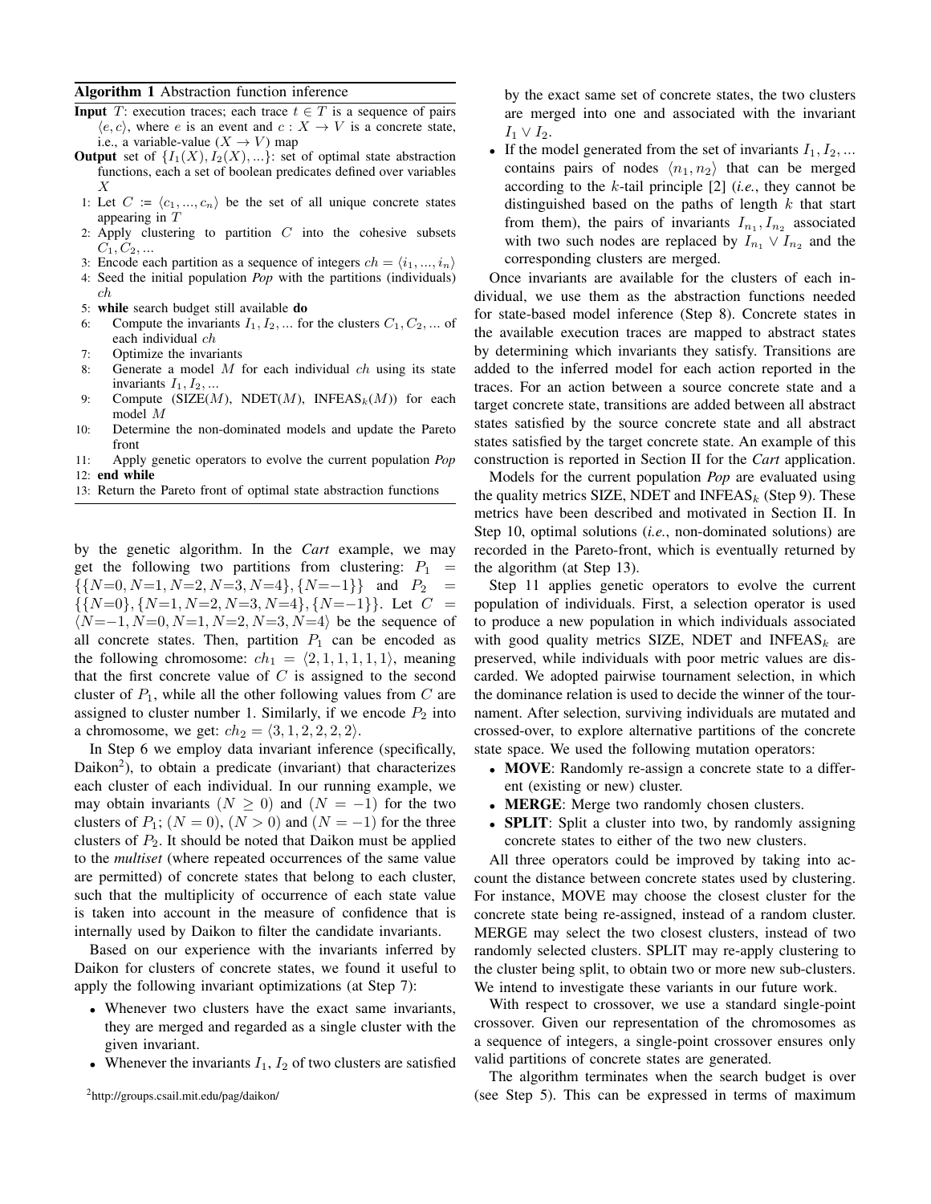**Algorithm 1** Abstraction function inference

**Input** $T$: execution traces; each trace $t \in T$ is a sequence of pairs $\langle e, c \rangle$, where $e$ is an event and $c : X \rightarrow V$ is a concrete state, i.e., a variable-value ($X \rightarrow V$) map

**Output** set of $\{I_1(X), I_2(X), ...\}$: set of optimal state abstraction functions, each a set of boolean predicates defined over variables $X$

1: Let $C := \langle c_1, ..., c_n \rangle$ be the set of all unique concrete states appearing in $T$
2: Apply clustering to partition $C$ into the cohesive subsets $C_1, C_2, ...$
3: Encode each partition as a sequence of integers $ch = \langle i_1, ..., i_n \rangle$
4: Seed the initial population *Pop* with the partitions (individuals) $ch$
5: **while** search budget still available **do**
6: Compute the invariants $I_1, I_2, ...$ for the clusters $C_1, C_2, ...$ of each individual $ch$
7: Optimize the invariants
8: Generate a model $M$ for each individual $ch$ using its state invariants $I_1, I_2, ...$
9: Compute (SIZE($M$), NDET($M$), INFEAS$_k$($M$)) for each model $M$
10: Determine the non-dominated models and update the Pareto front
11: Apply genetic operators to evolve the current population *Pop*
12: **end while**
13: Return the Pareto front of optimal state abstraction functions

by the genetic algorithm. In the *Cart* example, we may get the following two partitions from clustering: $P_1 = \{\{N{=}0, N{=}1, N{=}2, N{=}3, N{=}4\}, \{N{=}{-1}\}\}$ and $P_2 = \{\{N{=}0\}, \{N{=}1, N{=}2, N{=}3, N{=}4\}, \{N{=}{-1}\}\}$. Let $C = \langle N{=}{-1}, N{=}0, N{=}1, N{=}2, N{=}3, N{=}4 \rangle$ be the sequence of all concrete states. Then, partition $P_1$ can be encoded as the following chromosome: $ch_1 = \langle 2, 1, 1, 1, 1, 1 \rangle$, meaning that the first concrete value of $C$ is assigned to the second cluster of $P_1$, while all the other following values from $C$ are assigned to cluster number 1. Similarly, if we encode $P_2$ into a chromosome, we get: $ch_2 = \langle 3, 1, 2, 2, 2, 2 \rangle$.

In Step 6 we employ data invariant inference (specifically, Daikon[2]), to obtain a predicate (invariant) that characterizes each cluster of each individual. In our running example, we may obtain invariants ($N \geq 0$) and ($N = -1$) for the two clusters of $P_1$; ($N = 0$), ($N > 0$) and ($N = -1$) for the three clusters of $P_2$. It should be noted that Daikon must be applied to the *multiset* (where repeated occurrences of the same value are permitted) of concrete states that belong to each cluster, such that the multiplicity of occurrence of each state value is taken into account in the measure of confidence that is internally used by Daikon to filter the candidate invariants.

Based on our experience with the invariants inferred by Daikon for clusters of concrete states, we found it useful to apply the following invariant optimizations (at Step 7):

- Whenever two clusters have the exact same invariants, they are merged and regarded as a single cluster with the given invariant.
- Whenever the invariants $I_1, I_2$ of two clusters are satisfied by the exact same set of concrete states, the two clusters are merged into one and associated with the invariant $I_1 \vee I_2$.
- If the model generated from the set of invariants $I_1, I_2, ...$ contains pairs of nodes $\langle n_1, n_2 \rangle$ that can be merged according to the $k$-tail principle [2] (*i.e.*, they cannot be distinguished based on the paths of length $k$ that start from them), the pairs of invariants $I_{n_1}, I_{n_2}$ associated with two such nodes are replaced by $I_{n_1} \vee I_{n_2}$ and the corresponding clusters are merged.

Once invariants are available for the clusters of each individual, we use them as the abstraction functions needed for state-based model inference (Step 8). Concrete states in the available execution traces are mapped to abstract states by determining which invariants they satisfy. Transitions are added to the inferred model for each action reported in the traces. For an action between a source concrete state and a target concrete state, transitions are added between all abstract states satisfied by the source concrete state and all abstract states satisfied by the target concrete state. An example of this construction is reported in Section II for the *Cart* application.

Models for the current population *Pop* are evaluated using the quality metrics SIZE, NDET and INFEAS$_k$ (Step 9). These metrics have been described and motivated in Section II. In Step 10, optimal solutions (*i.e.*, non-dominated solutions) are recorded in the Pareto-front, which is eventually returned by the algorithm (at Step 13).

Step 11 applies genetic operators to evolve the current population of individuals. First, a selection operator is used to produce a new population in which individuals associated with good quality metrics SIZE, NDET and INFEAS$_k$ are preserved, while individuals with poor metric values are discarded. We adopted pairwise tournament selection, in which the dominance relation is used to decide the winner of the tournament. After selection, surviving individuals are mutated and crossed-over, to explore alternative partitions of the concrete state space. We used the following mutation operators:

- **MOVE**: Randomly re-assign a concrete state to a different (existing or new) cluster.
- **MERGE**: Merge two randomly chosen clusters.
- **SPLIT**: Split a cluster into two, by randomly assigning concrete states to either of the two new clusters.

All three operators could be improved by taking into account the distance between concrete states used by clustering. For instance, MOVE may choose the closest cluster for the concrete state being re-assigned, instead of a random cluster. MERGE may select the two closest clusters, instead of two randomly selected clusters. SPLIT may re-apply clustering to the cluster being split, to obtain two or more new sub-clusters. We intend to investigate these variants in our future work.

With respect to crossover, we use a standard single-point crossover. Given our representation of the chromosomes as a sequence of integers, a single-point crossover ensures only valid partitions of concrete states are generated.

The algorithm terminates when the search budget is over (see Step 5). This can be expressed in terms of maximum

[2] http://groups.csail.mit.edu/pag/daikon/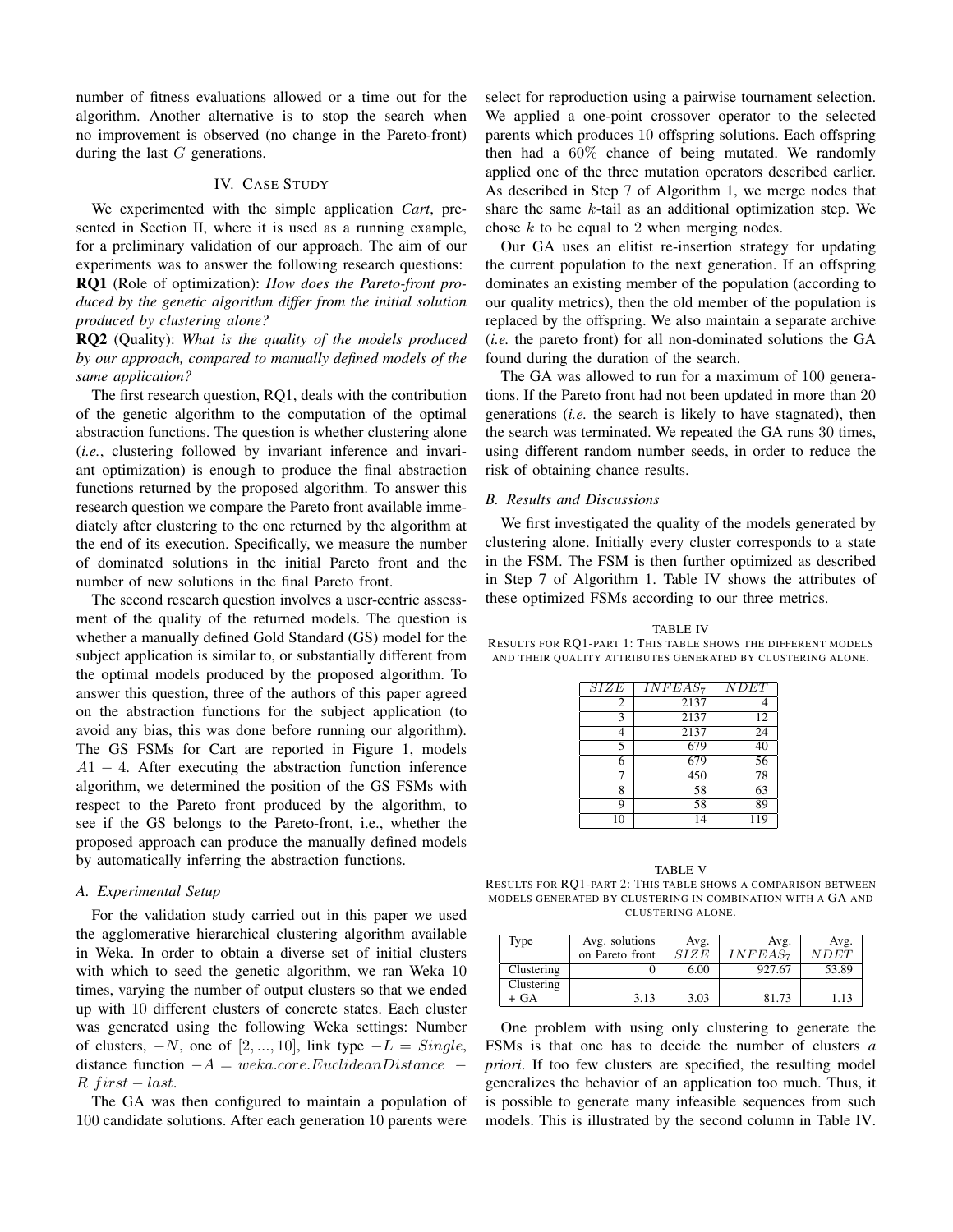number of fitness evaluations allowed or a time out for the algorithm. Another alternative is to stop the search when no improvement is observed (no change in the Pareto-front) during the last $G$ generations.

## IV. Case Study

We experimented with the simple application *Cart*, presented in Section II, where it is used as a running example, for a preliminary validation of our approach. The aim of our experiments was to answer the following research questions:

**RQ1** (Role of optimization): *How does the Pareto-front produced by the genetic algorithm differ from the initial solution produced by clustering alone?*

**RQ2** (Quality): *What is the quality of the models produced by our approach, compared to manually defined models of the same application?*

The first research question, RQ1, deals with the contribution of the genetic algorithm to the computation of the optimal abstraction functions. The question is whether clustering alone (*i.e.*, clustering followed by invariant inference and invariant optimization) is enough to produce the final abstraction functions returned by the proposed algorithm. To answer this research question we compare the Pareto front available immediately after clustering to the one returned by the algorithm at the end of its execution. Specifically, we measure the number of dominated solutions in the initial Pareto front and the number of new solutions in the final Pareto front.

The second research question involves a user-centric assessment of the quality of the returned models. The question is whether a manually defined Gold Standard (GS) model for the subject application is similar to, or substantially different from the optimal models produced by the proposed algorithm. To answer this question, three of the authors of this paper agreed on the abstraction functions for the subject application (to avoid any bias, this was done before running our algorithm). The GS FSMs for Cart are reported in Figure 1, models $A1-4$. After executing the abstraction function inference algorithm, we determined the position of the GS FSMs with respect to the Pareto front produced by the algorithm, to see if the GS belongs to the Pareto-front, i.e., whether the proposed approach can produce the manually defined models by automatically inferring the abstraction functions.

### A. Experimental Setup

For the validation study carried out in this paper we used the agglomerative hierarchical clustering algorithm available in Weka. In order to obtain a diverse set of initial clusters with which to seed the genetic algorithm, we ran Weka 10 times, varying the number of output clusters so that we ended up with 10 different clusters of concrete states. Each cluster was generated using the following Weka settings: Number of clusters, $-N$, one of $[2, ..., 10]$, link type $-L = Single$, distance function $-A = weka.core.EuclideanDistance\ -R\ first-last$.

The GA was then configured to maintain a population of 100 candidate solutions. After each generation 10 parents were select for reproduction using a pairwise tournament selection. We applied a one-point crossover operator to the selected parents which produces 10 offspring solutions. Each offspring then had a 60% chance of being mutated. We randomly applied one of the three mutation operators described earlier. As described in Step 7 of Algorithm 1, we merge nodes that share the same $k$-tail as an additional optimization step. We chose $k$ to be equal to 2 when merging nodes.

Our GA uses an elitist re-insertion strategy for updating the current population to the next generation. If an offspring dominates an existing member of the population (according to our quality metrics), then the old member of the population is replaced by the offspring. We also maintain a separate archive (*i.e.* the pareto front) for all non-dominated solutions the GA found during the duration of the search.

The GA was allowed to run for a maximum of 100 generations. If the Pareto front had not been updated in more than 20 generations (*i.e.* the search is likely to have stagnated), then the search was terminated. We repeated the GA runs 30 times, using different random number seeds, in order to reduce the risk of obtaining chance results.

### B. Results and Discussions

We first investigated the quality of the models generated by clustering alone. Initially every cluster corresponds to a state in the FSM. The FSM is then further optimized as described in Step 7 of Algorithm 1. Table IV shows the attributes of these optimized FSMs according to our three metrics.

TABLE IV
Results for RQ1-part 1: This table shows the different models and their quality attributes generated by clustering alone.

| $SIZE$ | $INFEAS_7$ | $NDET$ |
|---|---|---|
| 2 | 2137 | 4 |
| 3 | 2137 | 12 |
| 4 | 2137 | 24 |
| 5 | 679 | 40 |
| 6 | 679 | 56 |
| 7 | 450 | 78 |
| 8 | 58 | 63 |
| 9 | 58 | 89 |
| 10 | 14 | 119 |

TABLE V
Results for RQ1-part 2: This table shows a comparison between models generated by clustering in combination with a GA and clustering alone.

| Type | Avg. solutions on Pareto front | Avg. $SIZE$ | Avg. $INFEAS_7$ | Avg. $NDET$ |
|---|---|---|---|---|
| Clustering | 0 | 6.00 | 927.67 | 53.89 |
| Clustering + GA | 3.13 | 3.03 | 81.73 | 1.13 |

One problem with using only clustering to generate the FSMs is that one has to decide the number of clusters *a priori*. If too few clusters are specified, the resulting model generalizes the behavior of an application too much. Thus, it is possible to generate many infeasible sequences from such models. This is illustrated by the second column in Table IV.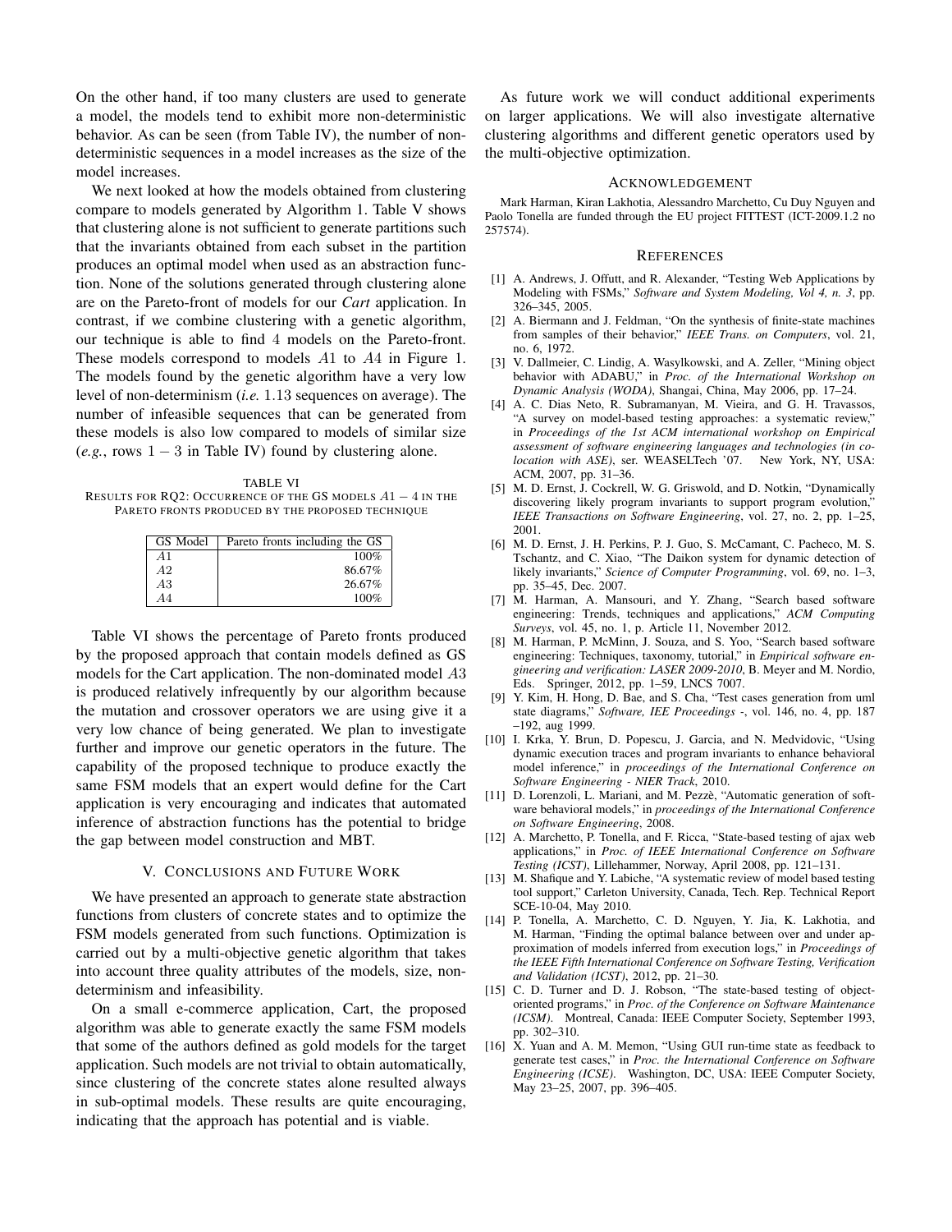On the other hand, if too many clusters are used to generate a model, the models tend to exhibit more non-deterministic behavior. As can be seen (from Table IV), the number of non-deterministic sequences in a model increases as the size of the model increases.

We next looked at how the models obtained from clustering compare to models generated by Algorithm 1. Table V shows that clustering alone is not sufficient to generate partitions such that the invariants obtained from each subset in the partition produces an optimal model when used as an abstraction function. None of the solutions generated through clustering alone are on the Pareto-front of models for our *Cart* application. In contrast, if we combine clustering with a genetic algorithm, our technique is able to find 4 models on the Pareto-front. These models correspond to models $A1$ to $A4$ in Figure 1. The models found by the genetic algorithm have a very low level of non-determinism (*i.e.* 1.13 sequences on average). The number of infeasible sequences that can be generated from these models is also low compared to models of similar size (*e.g.*, rows $1-3$ in Table IV) found by clustering alone.

TABLE VI
RESULTS FOR RQ2: OCCURRENCE OF THE GS MODELS $A1-4$ IN THE PARETO FRONTS PRODUCED BY THE PROPOSED TECHNIQUE

| GS Model | Pareto fronts including the GS |
|---|---|
| $A1$ | 100% |
| $A2$ | 86.67% |
| $A3$ | 26.67% |
| $A4$ | 100% |

Table VI shows the percentage of Pareto fronts produced by the proposed approach that contain models defined as GS models for the Cart application. The non-dominated model $A3$ is produced relatively infrequently by our algorithm because the mutation and crossover operators we are using give it a very low chance of being generated. We plan to investigate further and improve our genetic operators in the future. The capability of the proposed technique to produce exactly the same FSM models that an expert would define for the Cart application is very encouraging and indicates that automated inference of abstraction functions has the potential to bridge the gap between model construction and MBT.

## V. Conclusions and Future Work

We have presented an approach to generate state abstraction functions from clusters of concrete states and to optimize the FSM models generated from such functions. Optimization is carried out by a multi-objective genetic algorithm that takes into account three quality attributes of the models, size, non-determinism and infeasibility.

On a small e-commerce application, Cart, the proposed algorithm was able to generate exactly the same FSM models that some of the authors defined as gold models for the target application. Such models are not trivial to obtain automatically, since clustering of the concrete states alone resulted always in sub-optimal models. These results are quite encouraging, indicating that the approach has potential and is viable.

As future work we will conduct additional experiments on larger applications. We will also investigate alternative clustering algorithms and different genetic operators used by the multi-objective optimization.

## Acknowledgement

Mark Harman, Kiran Lakhotia, Alessandro Marchetto, Cu Duy Nguyen and Paolo Tonella are funded through the EU project FITTEST (ICT-2009.1.2 no 257574).

## References

[1] A. Andrews, J. Offutt, and R. Alexander, "Testing Web Applications by Modeling with FSMs," *Software and System Modeling, Vol 4, n. 3*, pp. 326–345, 2005.

[2] A. Biermann and J. Feldman, "On the synthesis of finite-state machines from samples of their behavior," *IEEE Trans. on Computers*, vol. 21, no. 6, 1972.

[3] V. Dallmeier, C. Lindig, A. Wasylkowski, and A. Zeller, "Mining object behavior with ADABU," in *Proc. of the International Workshop on Dynamic Analysis (WODA)*, Shangai, China, May 2006, pp. 17–24.

[4] A. C. Dias Neto, R. Subramanyan, M. Vieira, and G. H. Travassos, "A survey on model-based testing approaches: a systematic review," in *Proceedings of the 1st ACM international workshop on Empirical assessment of software engineering languages and technologies (in co-location with ASE)*, ser. WEASELTech '07. New York, NY, USA: ACM, 2007, pp. 31–36.

[5] M. D. Ernst, J. Cockrell, W. G. Griswold, and D. Notkin, "Dynamically discovering likely program invariants to support program evolution," *IEEE Transactions on Software Engineering*, vol. 27, no. 2, pp. 1–25, 2001.

[6] M. D. Ernst, J. H. Perkins, P. J. Guo, S. McCamant, C. Pacheco, M. S. Tschantz, and C. Xiao, "The Daikon system for dynamic detection of likely invariants," *Science of Computer Programming*, vol. 69, no. 1–3, pp. 35–45, Dec. 2007.

[7] M. Harman, A. Mansouri, and Y. Zhang, "Search based software engineering: Trends, techniques and applications," *ACM Computing Surveys*, vol. 45, no. 1, p. Article 11, November 2012.

[8] M. Harman, P. McMinn, J. Souza, and S. Yoo, "Search based software engineering: Techniques, taxonomy, tutorial," in *Empirical software engineering and verification: LASER 2009-2010*, B. Meyer and M. Nordio, Eds. Springer, 2012, pp. 1–59, LNCS 7007.

[9] Y. Kim, H. Hong, D. Bae, and S. Cha, "Test cases generation from uml state diagrams," *Software, IEE Proceedings -*, vol. 146, no. 4, pp. 187 –192, aug 1999.

[10] I. Krka, Y. Brun, D. Popescu, J. Garcia, and N. Medvidovic, "Using dynamic execution traces and program invariants to enhance behavioral model inference," in *proceedings of the International Conference on Software Engineering - NIER Track*, 2010.

[11] D. Lorenzoli, L. Mariani, and M. Pezzè, "Automatic generation of software behavioral models," in *proceedings of the International Conference on Software Engineering*, 2008.

[12] A. Marchetto, P. Tonella, and F. Ricca, "State-based testing of ajax web applications," in *Proc. of IEEE International Conference on Software Testing (ICST)*, Lillehammer, Norway, April 2008, pp. 121–131.

[13] M. Shafique and Y. Labiche, "A systematic review of model based testing tool support," Carleton University, Canada, Tech. Rep. Technical Report SCE-10-04, May 2010.

[14] P. Tonella, A. Marchetto, C. D. Nguyen, Y. Jia, K. Lakhotia, and M. Harman, "Finding the optimal balance between over and under approximation of models inferred from execution logs," in *Proceedings of the IEEE Fifth International Conference on Software Testing, Verification and Validation (ICST)*, 2012, pp. 21–30.

[15] C. D. Turner and D. J. Robson, "The state-based testing of object-oriented programs," in *Proc. of the Conference on Software Maintenance (ICSM)*. Montreal, Canada: IEEE Computer Society, September 1993, pp. 302–310.

[16] X. Yuan and A. M. Memon, "Using GUI run-time state as feedback to generate test cases," in *Proc. the International Conference on Software Engineering (ICSE)*. Washington, DC, USA: IEEE Computer Society, May 23–25, 2007, pp. 396–405.